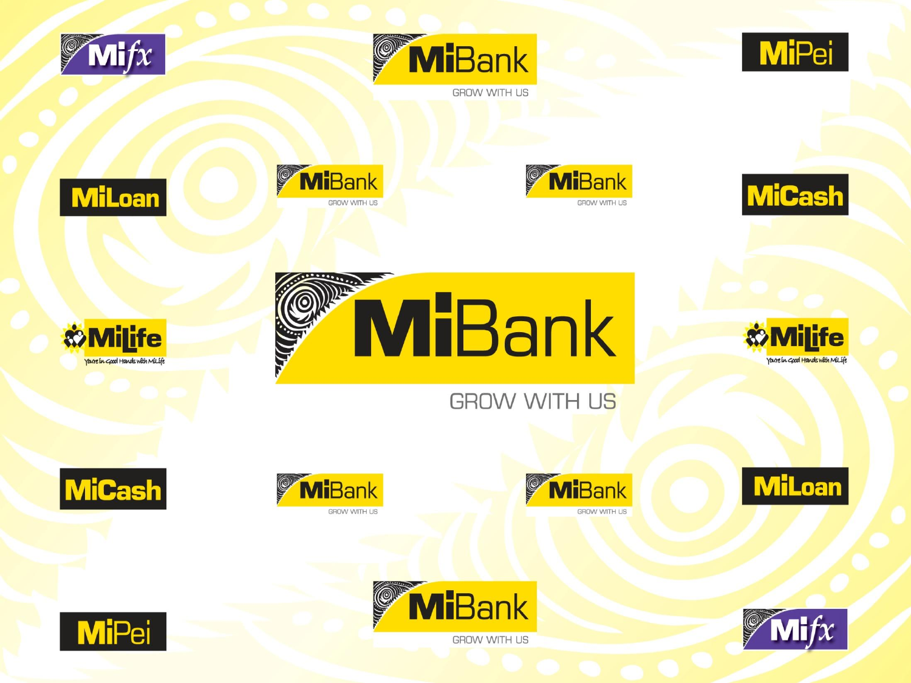Mifx

# MiBank
GROW WITH US

MiPei

MiLoan

MiBank
GROW WITH US

MiBank
GROW WITH US

MiCash

MiLife
You're in Good Hands with MiLife

# MiBank
GROW WITH US

MiLife
You're in Good Hands with MiLife

MiCash

MiBank
GROW WITH US

MiBank
GROW WITH US

MiLoan

MiPei

MiBank
GROW WITH US

Mifx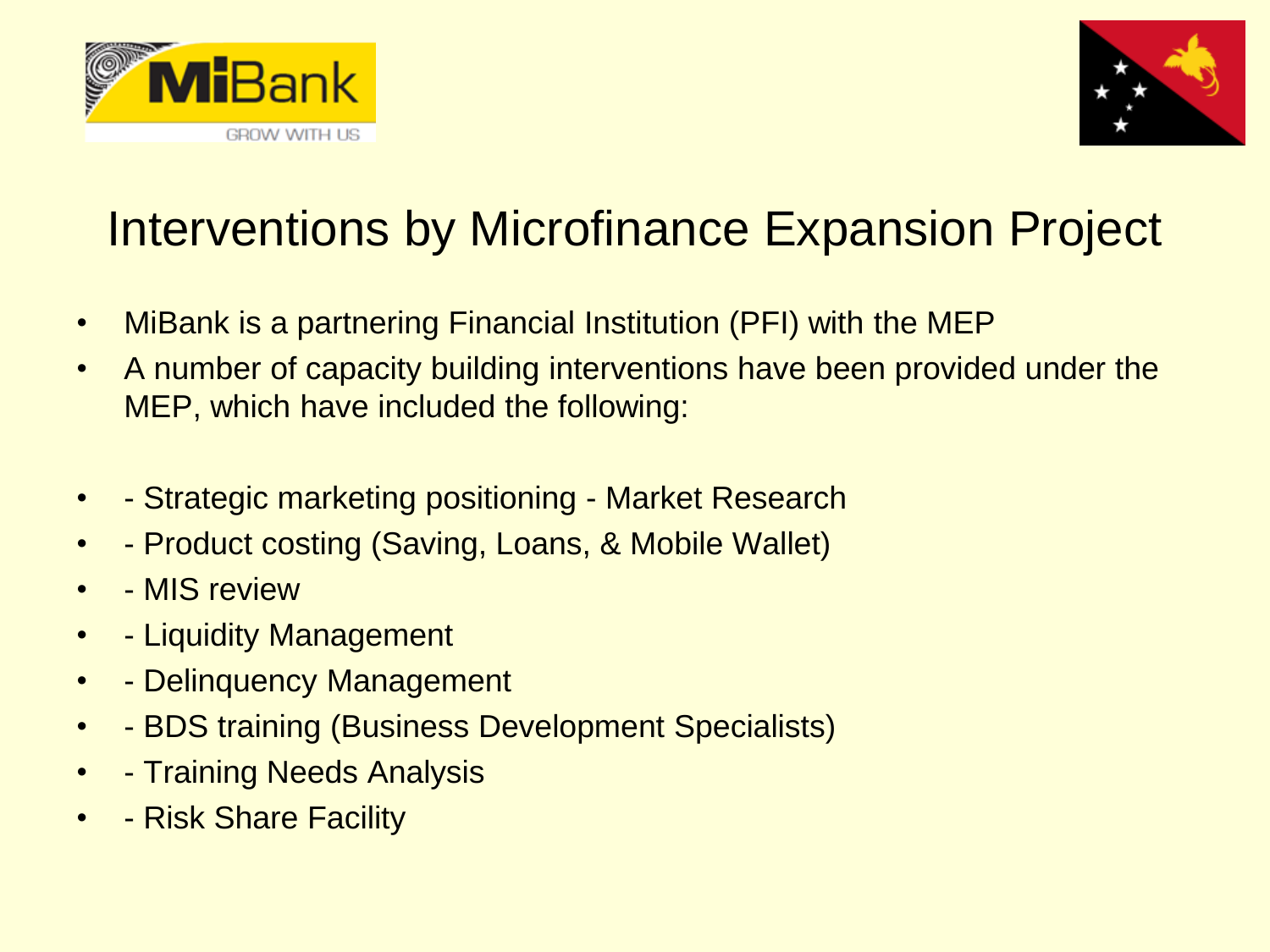# Interventions by Microfinance Expansion Project

- MiBank is a partnering Financial Institution (PFI) with the MEP
- A number of capacity building interventions have been provided under the MEP, which have included the following:

- - Strategic marketing positioning - Market Research
- - Product costing (Saving, Loans, & Mobile Wallet)
- - MIS review
- - Liquidity Management
- - Delinquency Management
- - BDS training (Business Development Specialists)
- - Training Needs Analysis
- - Risk Share Facility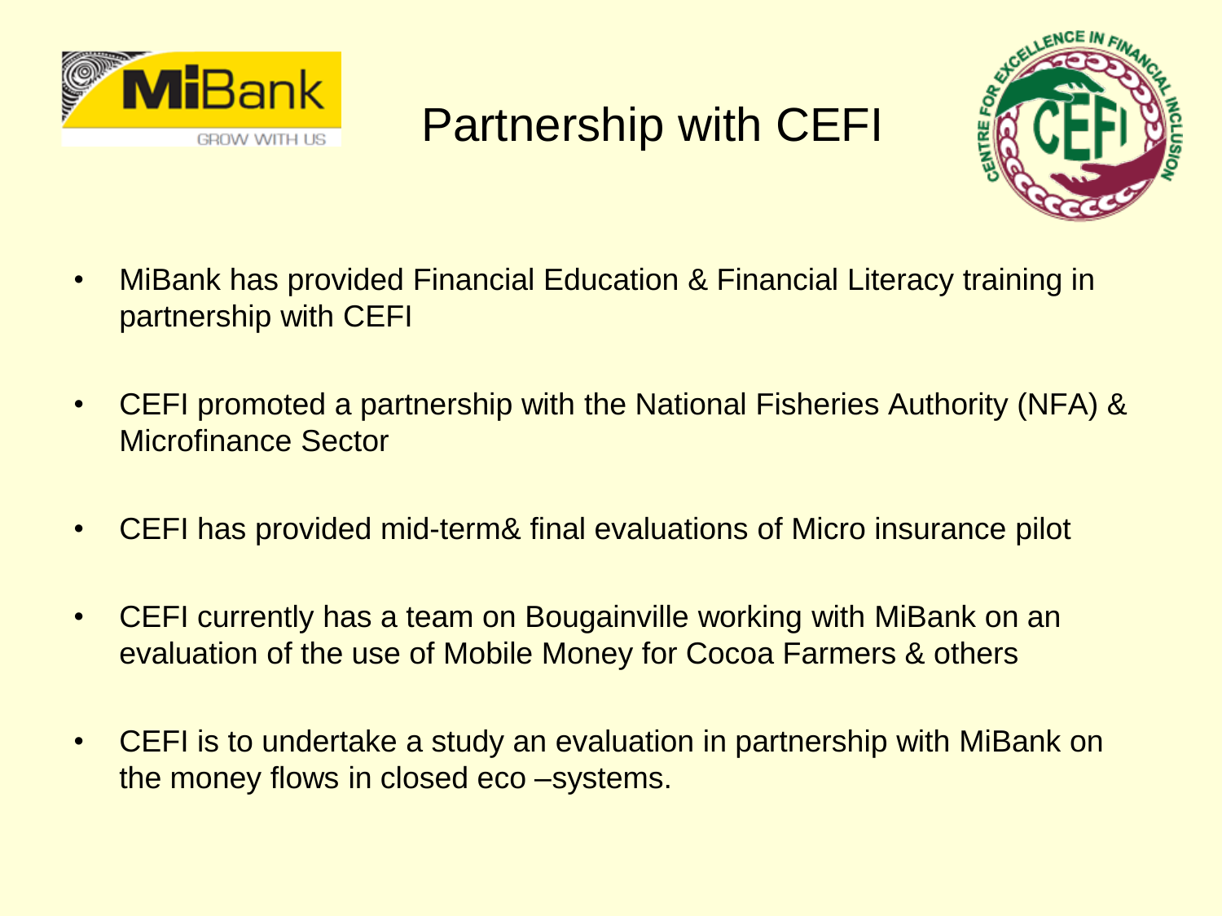# Partnership with CEFI

- MiBank has provided Financial Education & Financial Literacy training in partnership with CEFI
- CEFI promoted a partnership with the National Fisheries Authority (NFA) & Microfinance Sector
- CEFI has provided mid-term& final evaluations of Micro insurance pilot
- CEFI currently has a team on Bougainville working with MiBank on an evaluation of the use of Mobile Money for Cocoa Farmers & others
- CEFI is to undertake a study an evaluation in partnership with MiBank on the money flows in closed eco –systems.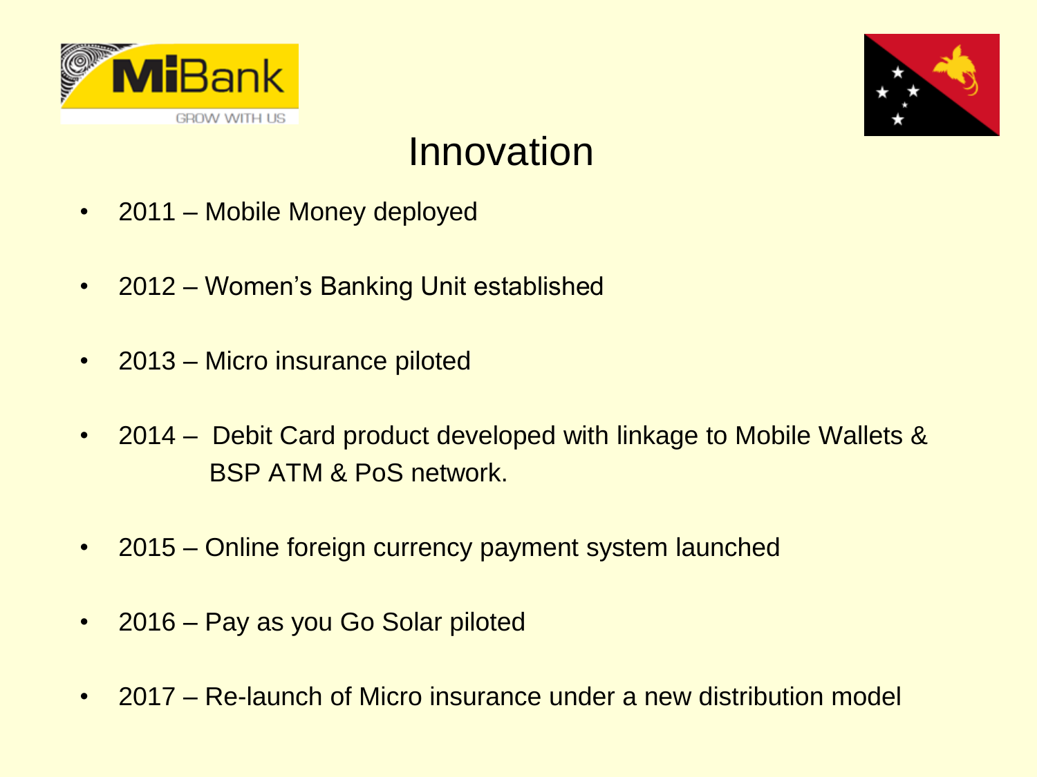MiBank

GROW WITH US

# Innovation

- 2011 – Mobile Money deployed
- 2012 – Women's Banking Unit established
- 2013 – Micro insurance piloted
- 2014 – Debit Card product developed with linkage to Mobile Wallets & BSP ATM & PoS network.
- 2015 – Online foreign currency payment system launched
- 2016 – Pay as you Go Solar piloted
- 2017 – Re-launch of Micro insurance under a new distribution model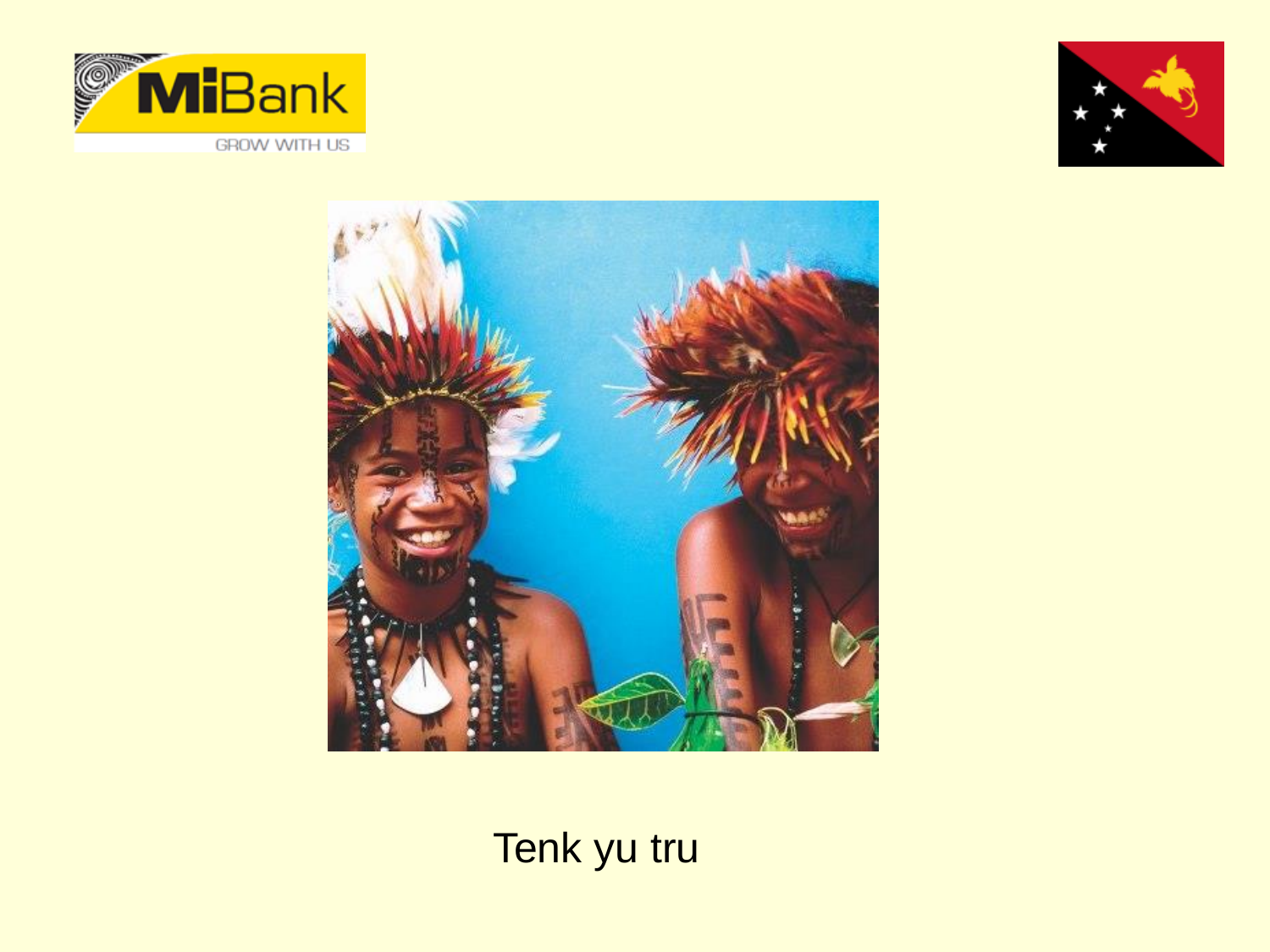Tenk yu tru